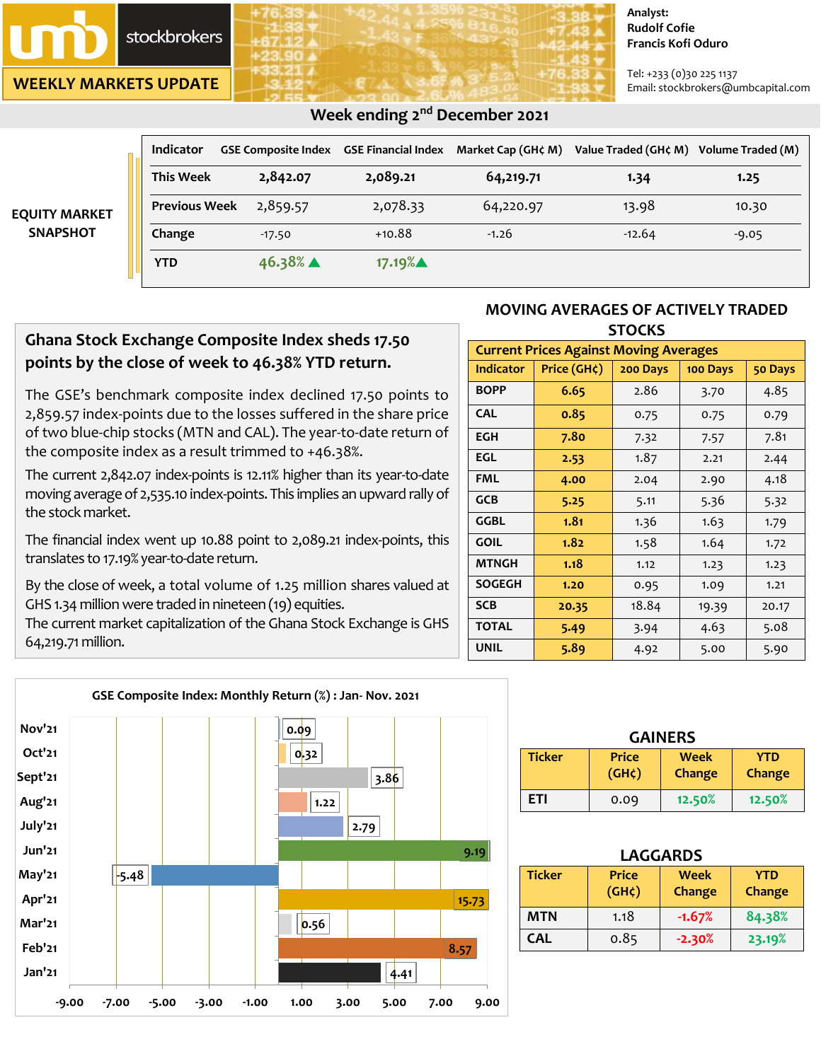**umb stockbrokers**

**WEEKLY MARKETS UPDATE**

Analyst:
Rudolf Cofie
Francis Kofi Oduro

Tel: +233 (0)30 225 1137
Email: stockbrokers@umbcapital.com

## Week ending 2nd December 2021

### EQUITY MARKET SNAPSHOT

| Indicator | GSE Composite Index | GSE Financial Index | Market Cap (GH¢ M) | Value Traded (GH¢ M) | Volume Traded (M) |
|---|---|---|---|---|---|
| This Week | 2,842.07 | 2,089.21 | 64,219.71 | 1.34 | 1.25 |
| Previous Week | 2,859.57 | 2,078.33 | 64,220.97 | 13.98 | 10.30 |
| Change | -17.50 | +10.88 | -1.26 | -12.64 | -9.05 |
| YTD | 46.38% ▲ | 17.19% ▲ | | | |

## Ghana Stock Exchange Composite Index sheds 17.50 points by the close of week to 46.38% YTD return.

The GSE's benchmark composite index declined 17.50 points to 2,859.57 index-points due to the losses suffered in the share price of two blue-chip stocks (MTN and CAL). The year-to-date return of the composite index as a result trimmed to +46.38%.

The current 2,842.07 index-points is 12.11% higher than its year-to-date moving average of 2,535.10 index-points. This implies an upward rally of the stock market.

The financial index went up 10.88 point to 2,089.21 index-points, this translates to 17.19% year-to-date return.

By the close of week, a total volume of 1.25 million shares valued at GHS 1.34 million were traded in nineteen (19) equities.
The current market capitalization of the Ghana Stock Exchange is GHS 64,219.71 million.

### MOVING AVERAGES OF ACTIVELY TRADED STOCKS

**Current Prices Against Moving Averages**

| Indicator | Price (GH¢) | 200 Days | 100 Days | 50 Days |
|---|---|---|---|---|
| BOPP | 6.65 | 2.86 | 3.70 | 4.85 |
| CAL | 0.85 | 0.75 | 0.75 | 0.79 |
| EGH | 7.80 | 7.32 | 7.57 | 7.81 |
| EGL | 2.53 | 1.87 | 2.21 | 2.44 |
| FML | 4.00 | 2.04 | 2.90 | 4.18 |
| GCB | 5.25 | 5.11 | 5.36 | 5.32 |
| GGBL | 1.81 | 1.36 | 1.63 | 1.79 |
| GOIL | 1.82 | 1.58 | 1.64 | 1.72 |
| MTNGH | 1.18 | 1.12 | 1.23 | 1.23 |
| SOGEGH | 1.20 | 0.95 | 1.09 | 1.21 |
| SCB | 20.35 | 18.84 | 19.39 | 20.17 |
| TOTAL | 5.49 | 3.94 | 4.63 | 5.08 |
| UNIL | 5.89 | 4.92 | 5.00 | 5.90 |

### GSE Composite Index: Monthly Return (%) : Jan- Nov. 2021

| Month | Return (%) |
|---|---|
| Nov'21 | 0.09 |
| Oct'21 | 0.32 |
| Sept'21 | 3.86 |
| Aug'21 | 1.22 |
| July'21 | 2.79 |
| Jun'21 | 9.19 |
| May'21 | -5.48 |
| Apr'21 | 15.73 |
| Mar'21 | 0.56 |
| Feb'21 | 8.57 |
| Jan'21 | 4.41 |

### GAINERS

| Ticker | Price (GH¢) | Week Change | YTD Change |
|---|---|---|---|
| ETI | 0.09 | 12.50% | 12.50% |

### LAGGARDS

| Ticker | Price (GH¢) | Week Change | YTD Change |
|---|---|---|---|
| MTN | 1.18 | -1.67% | 84.38% |
| CAL | 0.85 | -2.30% | 23.19% |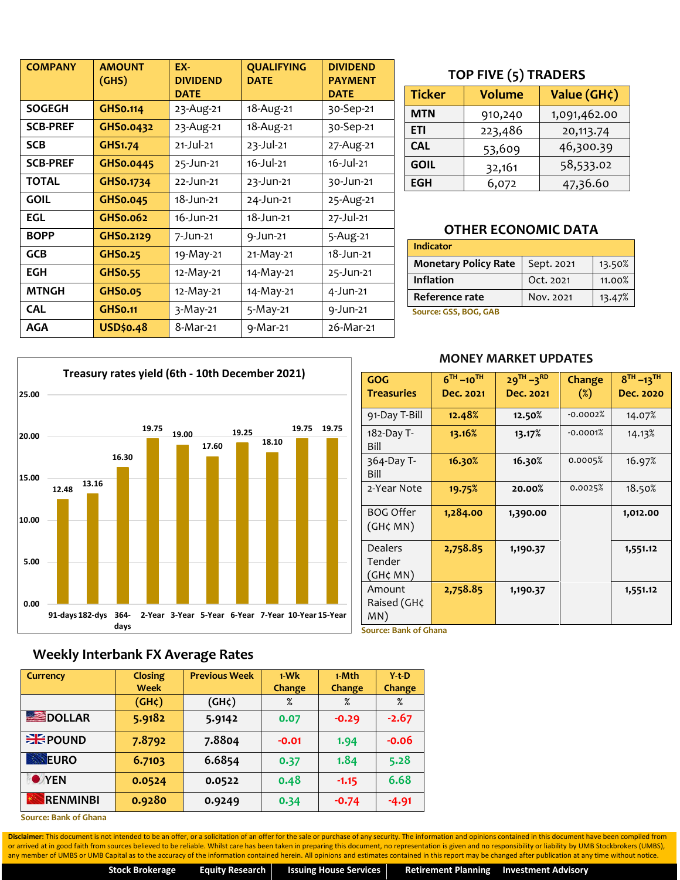| COMPANY | AMOUNT (GHS) | EX-DIVIDEND DATE | QUALIFYING DATE | DIVIDEND PAYMENT DATE |
|---|---|---|---|---|
| SOGEGH | GHS0.114 | 23-Aug-21 | 18-Aug-21 | 30-Sep-21 |
| SCB-PREF | GHS0.0432 | 23-Aug-21 | 18-Aug-21 | 30-Sep-21 |
| SCB | GHS1.74 | 21-Jul-21 | 23-Jul-21 | 27-Aug-21 |
| SCB-PREF | GHS0.0445 | 25-Jun-21 | 16-Jul-21 | 16-Jul-21 |
| TOTAL | GHS0.1734 | 22-Jun-21 | 23-Jun-21 | 30-Jun-21 |
| GOIL | GHS0.045 | 18-Jun-21 | 24-Jun-21 | 25-Aug-21 |
| EGL | GHS0.062 | 16-Jun-21 | 18-Jun-21 | 27-Jul-21 |
| BOPP | GHS0.2129 | 7-Jun-21 | 9-Jun-21 | 5-Aug-21 |
| GCB | GHS0.25 | 19-May-21 | 21-May-21 | 18-Jun-21 |
| EGH | GHS0.55 | 12-May-21 | 14-May-21 | 25-Jun-21 |
| MTNGH | GHS0.05 | 12-May-21 | 14-May-21 | 4-Jun-21 |
| CAL | GHS0.11 | 3-May-21 | 5-May-21 | 9-Jun-21 |
| AGA | USD$0.48 | 8-Mar-21 | 9-Mar-21 | 26-Mar-21 |

## TOP FIVE (5) TRADERS

| Ticker | Volume | Value (GH¢) |
|---|---|---|
| MTN | 910,240 | 1,091,462.00 |
| ETI | 223,486 | 20,113.74 |
| CAL | 53,609 | 46,300.39 |
| GOIL | 32,161 | 58,533.02 |
| EGH | 6,072 | 47,36.60 |

## OTHER ECONOMIC DATA

| Indicator | | |
|---|---|---|
| Monetary Policy Rate | Sept. 2021 | 13.50% |
| Inflation | Oct. 2021 | 11.00% |
| Reference rate | Nov. 2021 | 13.47% |

Source: GSS, BOG, GAB

Treasury rates yield (6th - 10th December 2021)

25.00
20.00
15.00
10.00
5.00
0.00

12.48 13.16 16.30 19.75 19.00 17.60 19.25 18.10 19.75 19.75

91-days 182-dys 364-days 2-Year 3-Year 5-Year 6-Year 7-Year 10-Year 15-Year

## MONEY MARKET UPDATES

| GOG Treasuries | 6TH –10TH Dec. 2021 | 29TH –3RD Dec. 2021 | Change (%) | 8TH –13TH Dec. 2020 |
|---|---|---|---|---|
| 91-Day T-Bill | 12.48% | 12.50% | -0.0002% | 14.07% |
| 182-Day T-Bill | 13.16% | 13.17% | -0.0001% | 14.13% |
| 364-Day T-Bill | 16.30% | 16.30% | 0.0005% | 16.97% |
| 2-Year Note | 19.75% | 20.00% | 0.0025% | 18.50% |
| BOG Offer (GH¢ MN) | 1,284.00 | 1,390.00 | | 1,012.00 |
| Dealers Tender (GH¢ MN) | 2,758.85 | 1,190.37 | | 1,551.12 |
| Amount Raised (GH¢ MN) | 2,758.85 | 1,190.37 | | 1,551.12 |

Source: Bank of Ghana

## Weekly Interbank FX Average Rates

| Currency | Closing Week | Previous Week | 1-Wk Change | 1-Mth Change | Y-t-D Change |
|---|---|---|---|---|---|
| | (GH¢) | (GH¢) | % | % | % |
| DOLLAR | 5.9182 | 5.9142 | 0.07 | -0.29 | -2.67 |
| POUND | 7.8792 | 7.8804 | -0.01 | 1.94 | -0.06 |
| EURO | 6.7103 | 6.6854 | 0.37 | 1.84 | 5.28 |
| YEN | 0.0524 | 0.0522 | 0.48 | -1.15 | 6.68 |
| RENMINBI | 0.9280 | 0.9249 | 0.34 | -0.74 | -4.91 |

Source: Bank of Ghana

**Disclaimer:** This document is not intended to be an offer, or a solicitation of an offer for the sale or purchase of any security. The information and opinions contained in this document have been compiled from or arrived at in good faith from sources believed to be reliable. Whilst care has been taken in preparing this document, no representation is given and no responsibility or liability by UMB Stockbrokers (UMBS), any member of UMBS or UMB Capital as to the accuracy of the information contained herein. All opinions and estimates contained in this report may be changed after publication at any time without notice.

Stock Brokerage | Equity Research | Issuing House Services | Retirement Planning | Investment Advisory